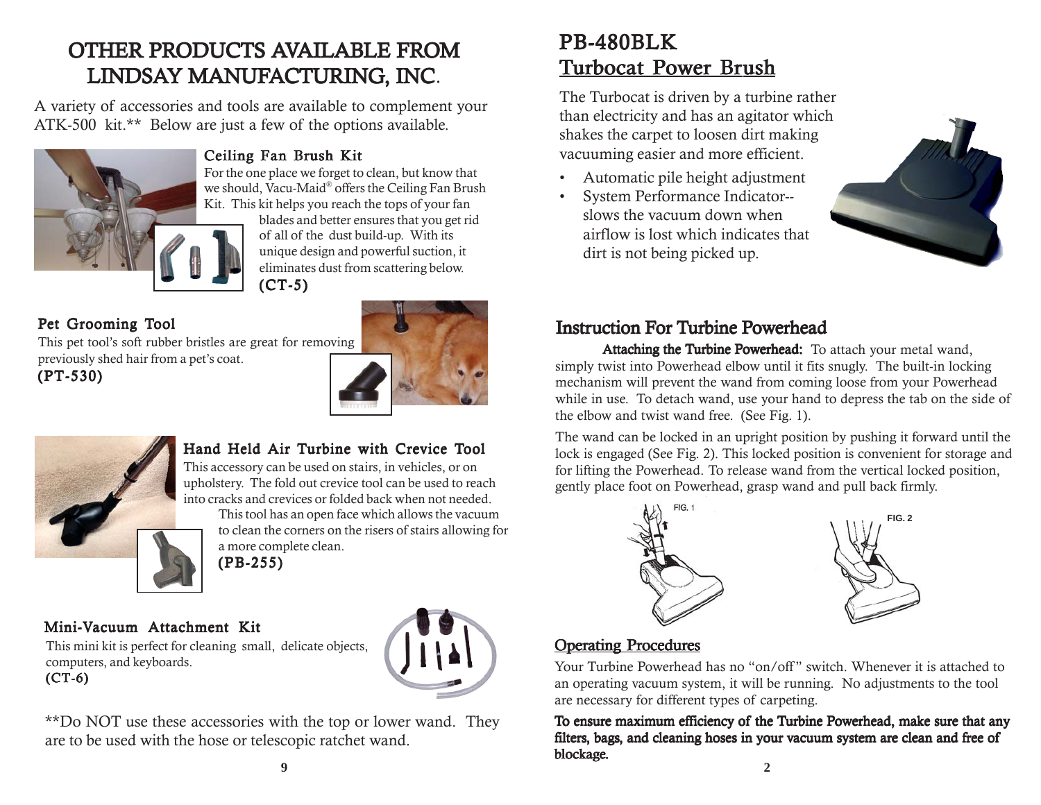# OTHER PRODUCTS AVAILABLE FROM LINDSAY MANUFACTURING, INC.

A variety of accessories and tools are available to complement your ATK-500 kit.** Below are just a few of the options available.

### Ceiling Fan Brush Kit

For the one place we forget to clean, but know that we should, Vacu-Maid® offers the Ceiling Fan Brush Kit. This kit helps you reach the tops of your fan blades and better ensures that you get rid of all of the dust build-up. With its unique design and powerful suction, it eliminates dust from scattering below.

**(CT-5)**

### Pet Grooming Tool

This pet tool's soft rubber bristles are great for removing previously shed hair from a pet's coat.

**(PT-530)**

### Hand Held Air Turbine with Crevice Tool

This accessory can be used on stairs, in vehicles, or on upholstery. The fold out crevice tool can be used to reach into cracks and crevices or folded back when not needed. This tool has an open face which allows the vacuum to clean the corners on the risers of stairs allowing for a more complete clean.

**(PB-255)**

### Mini-Vacuum Attachment Kit

This mini kit is perfect for cleaning small, delicate objects, computers, and keyboards.

**(CT-6)**

**Do NOT use these accessories with the top or lower wand. They are to be used with the hose or telescopic ratchet wand.

# PB-480BLK
## Turbocat Power Brush

The Turbocat is driven by a turbine rather than electricity and has an agitator which shakes the carpet to loosen dirt making vacuuming easier and more efficient.

- Automatic pile height adjustment
- System Performance Indicator--slows the vacuum down when airflow is lost which indicates that dirt is not being picked up.

## Instruction For Turbine Powerhead

**Attaching the Turbine Powerhead:** To attach your metal wand, simply twist into Powerhead elbow until it fits snugly. The built-in locking mechanism will prevent the wand from coming loose from your Powerhead while in use. To detach wand, use your hand to depress the tab on the side of the elbow and twist wand free. (See Fig. 1).

The wand can be locked in an upright position by pushing it forward until the lock is engaged (See Fig. 2). This locked position is convenient for storage and for lifting the Powerhead. To release wand from the vertical locked position, gently place foot on Powerhead, grasp wand and pull back firmly.

FIG. 1

FIG. 2

## Operating Procedures

Your Turbine Powerhead has no "on/off" switch. Whenever it is attached to an operating vacuum system, it will be running. No adjustments to the tool are necessary for different types of carpeting.

**To ensure maximum efficiency of the Turbine Powerhead, make sure that any filters, bags, and cleaning hoses in your vacuum system are clean and free of blockage.**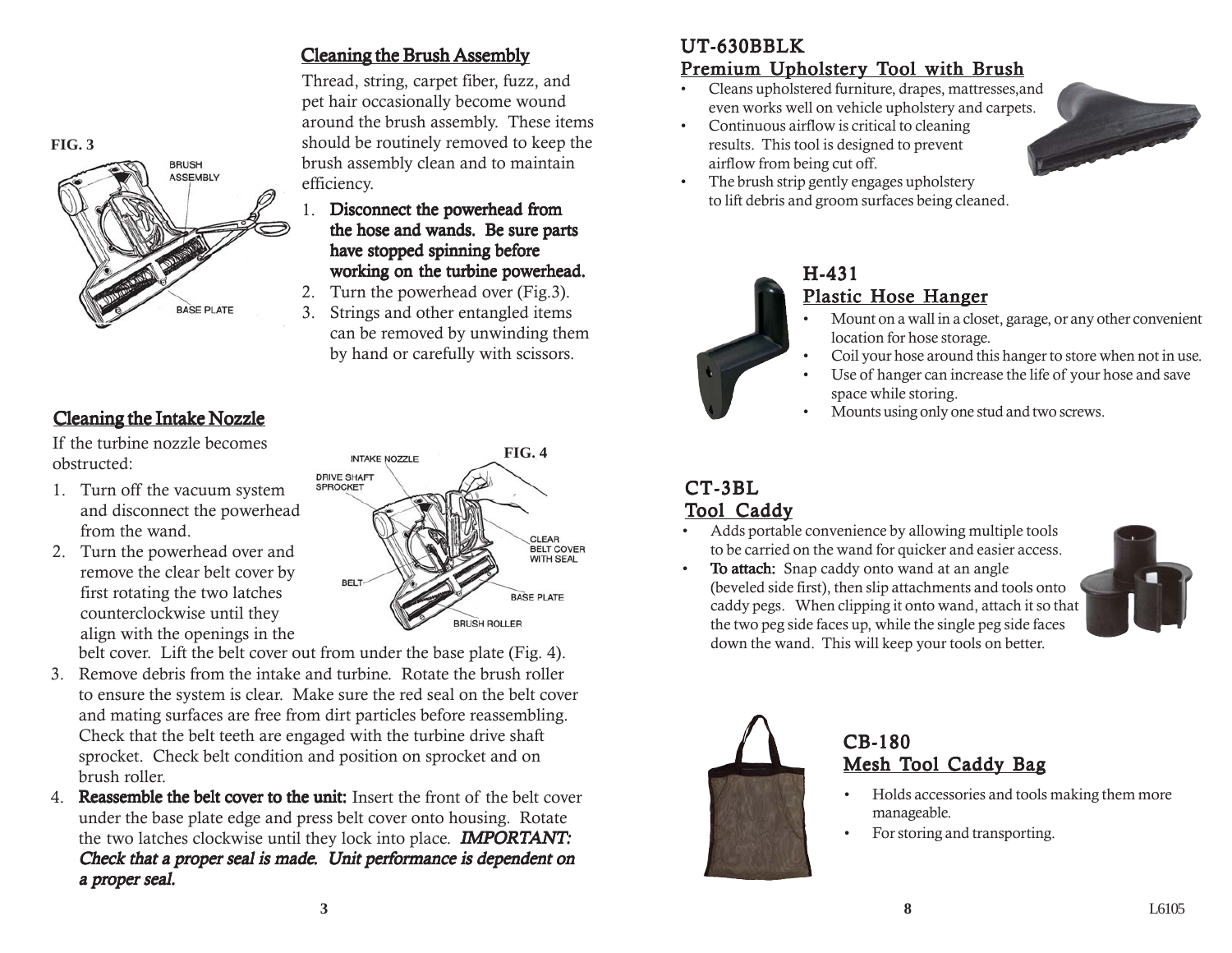## Cleaning the Brush Assembly

Thread, string, carpet fiber, fuzz, and pet hair occasionally become wound around the brush assembly. These items should be routinely removed to keep the brush assembly clean and to maintain efficiency.

1. **Disconnect the powerhead from the hose and wands. Be sure parts have stopped spinning before working on the turbine powerhead.**
2. Turn the powerhead over (Fig.3).
3. Strings and other entangled items can be removed by unwinding them by hand or carefully with scissors.

FIG. 3

BRUSH ASSEMBLY

BASE PLATE

## Cleaning the Intake Nozzle

If the turbine nozzle becomes obstructed:

1. Turn off the vacuum system and disconnect the powerhead from the wand.
2. Turn the powerhead over and remove the clear belt cover by first rotating the two latches counterclockwise until they align with the openings in the belt cover. Lift the belt cover out from under the base plate (Fig. 4).
3. Remove debris from the intake and turbine. Rotate the brush roller to ensure the system is clear. Make sure the red seal on the belt cover and mating surfaces are free from dirt particles before reassembling. Check that the belt teeth are engaged with the turbine drive shaft sprocket. Check belt condition and position on sprocket and on brush roller.
4. **Reassemble the belt cover to the unit:** Insert the front of the belt cover under the base plate edge and press belt cover onto housing. Rotate the two latches clockwise until they lock into place. ***IMPORTANT: Check that a proper seal is made. Unit performance is dependent on a proper seal.***

FIG. 4

INTAKE NOZZLE

DRIVE SHAFT SPROCKET

BELT

CLEAR BELT COVER WITH SEAL

BASE PLATE

BRUSH ROLLER

## UT-630BBLK
## Premium Upholstery Tool with Brush

- Cleans upholstered furniture, drapes, mattresses,and even works well on vehicle upholstery and carpets.
- Continuous airflow is critical to cleaning results. This tool is designed to prevent airflow from being cut off.
- The brush strip gently engages upholstery to lift debris and groom surfaces being cleaned.

## H-431
## Plastic Hose Hanger

- Mount on a wall in a closet, garage, or any other convenient location for hose storage.
- Coil your hose around this hanger to store when not in use.
- Use of hanger can increase the life of your hose and save space while storing.
- Mounts using only one stud and two screws.

## CT-3BL
## Tool Caddy

- Adds portable convenience by allowing multiple tools to be carried on the wand for quicker and easier access.
- **To attach:** Snap caddy onto wand at an angle (beveled side first), then slip attachments and tools onto caddy pegs. When clipping it onto wand, attach it so that the two peg side faces up, while the single peg side faces down the wand. This will keep your tools on better.

## CB-180
## Mesh Tool Caddy Bag

- Holds accessories and tools making them more manageable.
- For storing and transporting.

L6105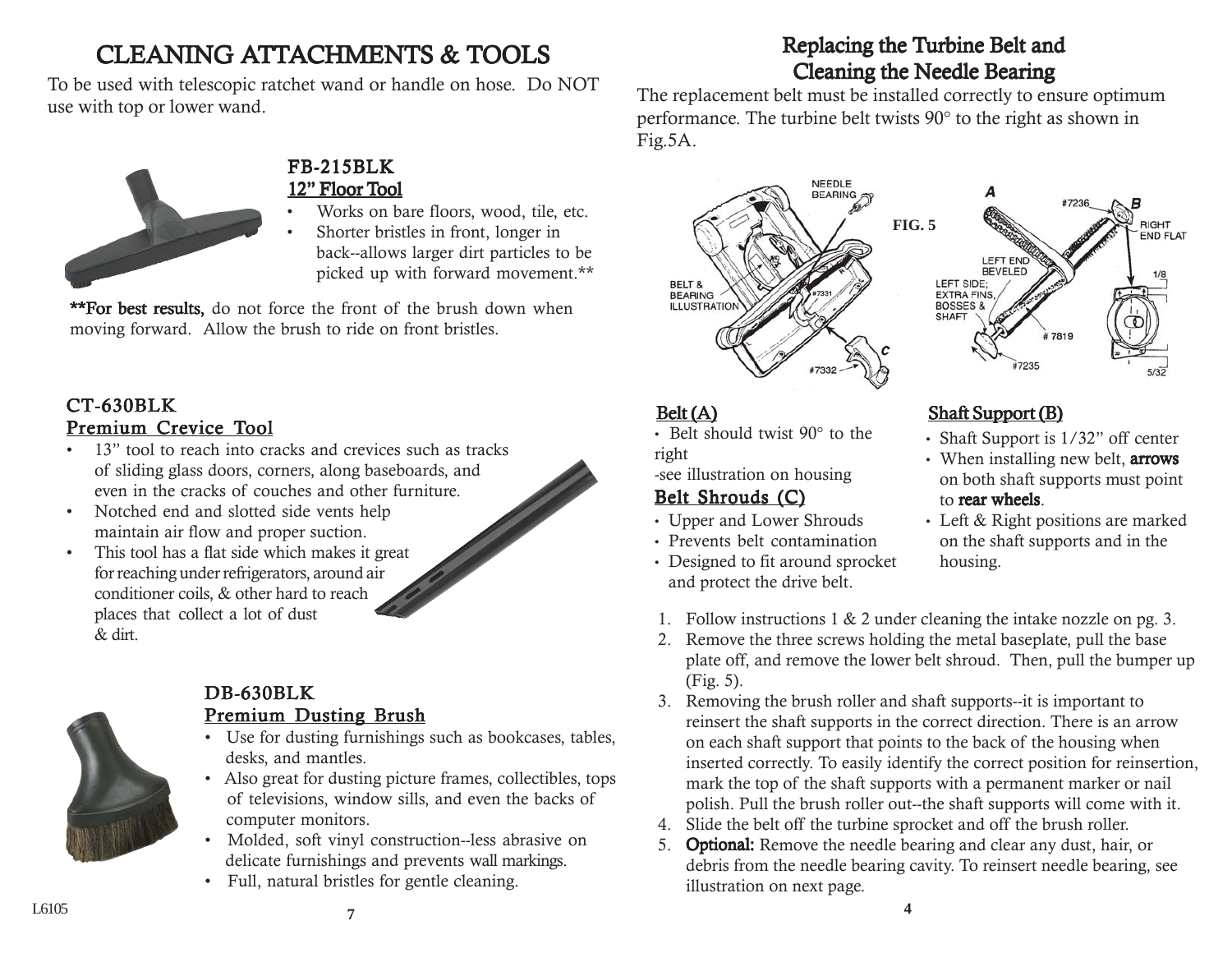# CLEANING ATTACHMENTS & TOOLS

To be used with telescopic ratchet wand or handle on hose. Do NOT use with top or lower wand.

## FB-215BLK
### 12" Floor Tool

- Works on bare floors, wood, tile, etc.
- Shorter bristles in front, longer in back--allows larger dirt particles to be picked up with forward movement.**

**For best results,** do not force the front of the brush down when moving forward. Allow the brush to ride on front bristles.

## CT-630BLK
### Premium Crevice Tool

- 13" tool to reach into cracks and crevices such as tracks of sliding glass doors, corners, along baseboards, and even in the cracks of couches and other furniture.
- Notched end and slotted side vents help maintain air flow and proper suction.
- This tool has a flat side which makes it great for reaching under refrigerators, around air conditioner coils, & other hard to reach places that collect a lot of dust & dirt.

## DB-630BLK
### Premium Dusting Brush

- Use for dusting furnishings such as bookcases, tables, desks, and mantles.
- Also great for dusting picture frames, collectibles, tops of televisions, window sills, and even the backs of computer monitors.
- Molded, soft vinyl construction--less abrasive on delicate furnishings and prevents wall markings.
- Full, natural bristles for gentle cleaning.

L6105

# Replacing the Turbine Belt and Cleaning the Needle Bearing

The replacement belt must be installed correctly to ensure optimum performance. The turbine belt twists 90° to the right as shown in Fig.5A.

FIG. 5

### Belt (A)

- Belt should twist 90° to the right

-see illustration on housing

### Belt Shrouds (C)

- Upper and Lower Shrouds
- Prevents belt contamination
- Designed to fit around sprocket and protect the drive belt.

### Shaft Support (B)

- Shaft Support is 1/32" off center
- When installing new belt, **arrows** on both shaft supports must point to **rear wheels**.
- Left & Right positions are marked on the shaft supports and in the housing.

1. Follow instructions 1 & 2 under cleaning the intake nozzle on pg. 3.
2. Remove the three screws holding the metal baseplate, pull the base plate off, and remove the lower belt shroud. Then, pull the bumper up (Fig. 5).
3. Removing the brush roller and shaft supports--it is important to reinsert the shaft supports in the correct direction. There is an arrow on each shaft support that points to the back of the housing when inserted correctly. To easily identify the correct position for reinsertion, mark the top of the shaft supports with a permanent marker or nail polish. Pull the brush roller out--the shaft supports will come with it.
4. Slide the belt off the turbine sprocket and off the brush roller.
5. **Optional:** Remove the needle bearing and clear any dust, hair, or debris from the needle bearing cavity. To reinsert needle bearing, see illustration on next page.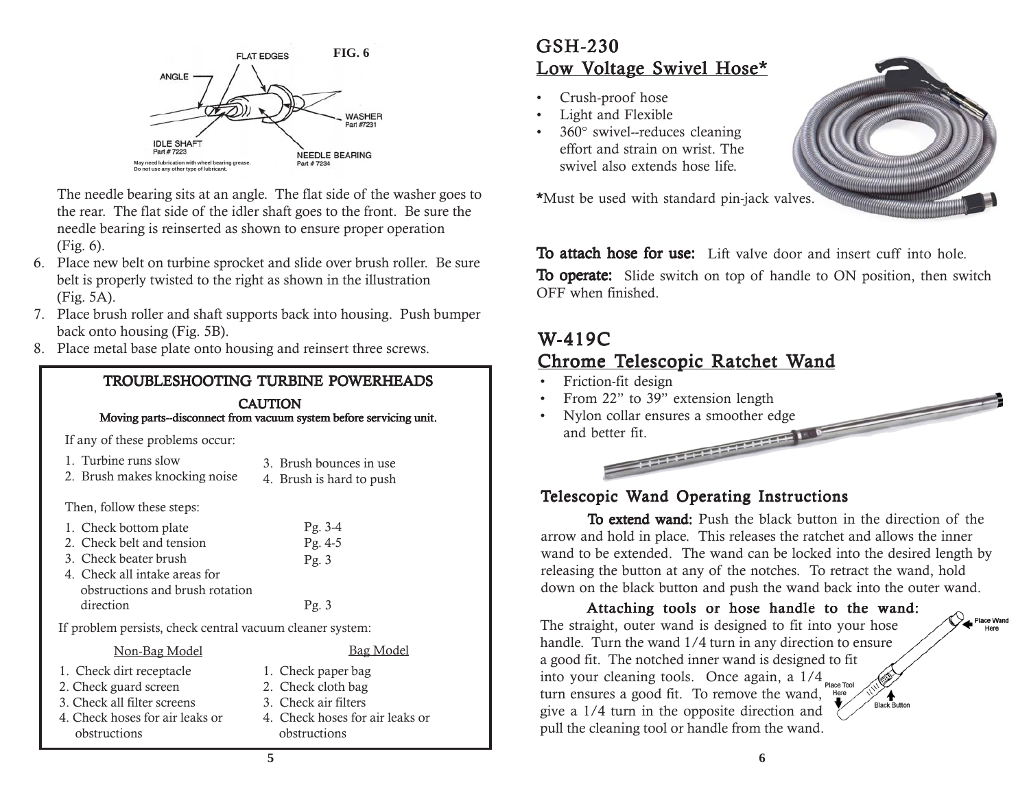FIG. 6

FLAT EDGES

ANGLE

WASHER
Part #7231

IDLE SHAFT
Part # 7223

NEEDLE BEARING
Part # 7234

May need lubrication with wheel bearing grease. Do not use any other type of lubricant.

The needle bearing sits at an angle. The flat side of the washer goes to the rear. The flat side of the idler shaft goes to the front. Be sure the needle bearing is reinserted as shown to ensure proper operation (Fig. 6).

6. Place new belt on turbine sprocket and slide over brush roller. Be sure belt is properly twisted to the right as shown in the illustration (Fig. 5A).
7. Place brush roller and shaft supports back into housing. Push bumper back onto housing (Fig. 5B).
8. Place metal base plate onto housing and reinsert three screws.

## TROUBLESHOOTING TURBINE POWERHEADS

**CAUTION**

**Moving parts--disconnect from vacuum system before servicing unit.**

If any of these problems occur:

1. Turbine runs slow
2. Brush makes knocking noise
3. Brush bounces in use
4. Brush is hard to push

Then, follow these steps:

| | |
|---|---|
| 1. Check bottom plate | Pg. 3-4 |
| 2. Check belt and tension | Pg. 4-5 |
| 3. Check beater brush | Pg. 3 |
| 4. Check all intake areas for obstructions and brush rotation direction | Pg. 3 |

If problem persists, check central vacuum cleaner system:

| Non-Bag Model | Bag Model |
|---|---|
| 1. Check dirt receptacle | 1. Check paper bag |
| 2. Check guard screen | 2. Check cloth bag |
| 3. Check all filter screens | 3. Check air filters |
| 4. Check hoses for air leaks or obstructions | 4. Check hoses for air leaks or obstructions |

## GSH-230
## Low Voltage Swivel Hose*

- Crush-proof hose
- Light and Flexible
- 360° swivel--reduces cleaning effort and strain on wrist. The swivel also extends hose life.

*Must be used with standard pin-jack valves.

**To attach hose for use:** Lift valve door and insert cuff into hole.

**To operate:** Slide switch on top of handle to ON position, then switch OFF when finished.

## W-419C
## Chrome Telescopic Ratchet Wand

- Friction-fit design
- From 22" to 39" extension length
- Nylon collar ensures a smoother edge and better fit.

### Telescopic Wand Operating Instructions

**To extend wand:** Push the black button in the direction of the arrow and hold in place. This releases the ratchet and allows the inner wand to be extended. The wand can be locked into the desired length by releasing the button at any of the notches. To retract the wand, hold down on the black button and push the wand back into the outer wand.

**Attaching tools or hose handle to the wand:** The straight, outer wand is designed to fit into your hose handle. Turn the wand 1/4 turn in any direction to ensure a good fit. The notched inner wand is designed to fit into your cleaning tools. Once again, a 1/4 turn ensures a good fit. To remove the wand, give a 1/4 turn in the opposite direction and pull the cleaning tool or handle from the wand.

Place Wand Here

Place Tool Here

Black Button